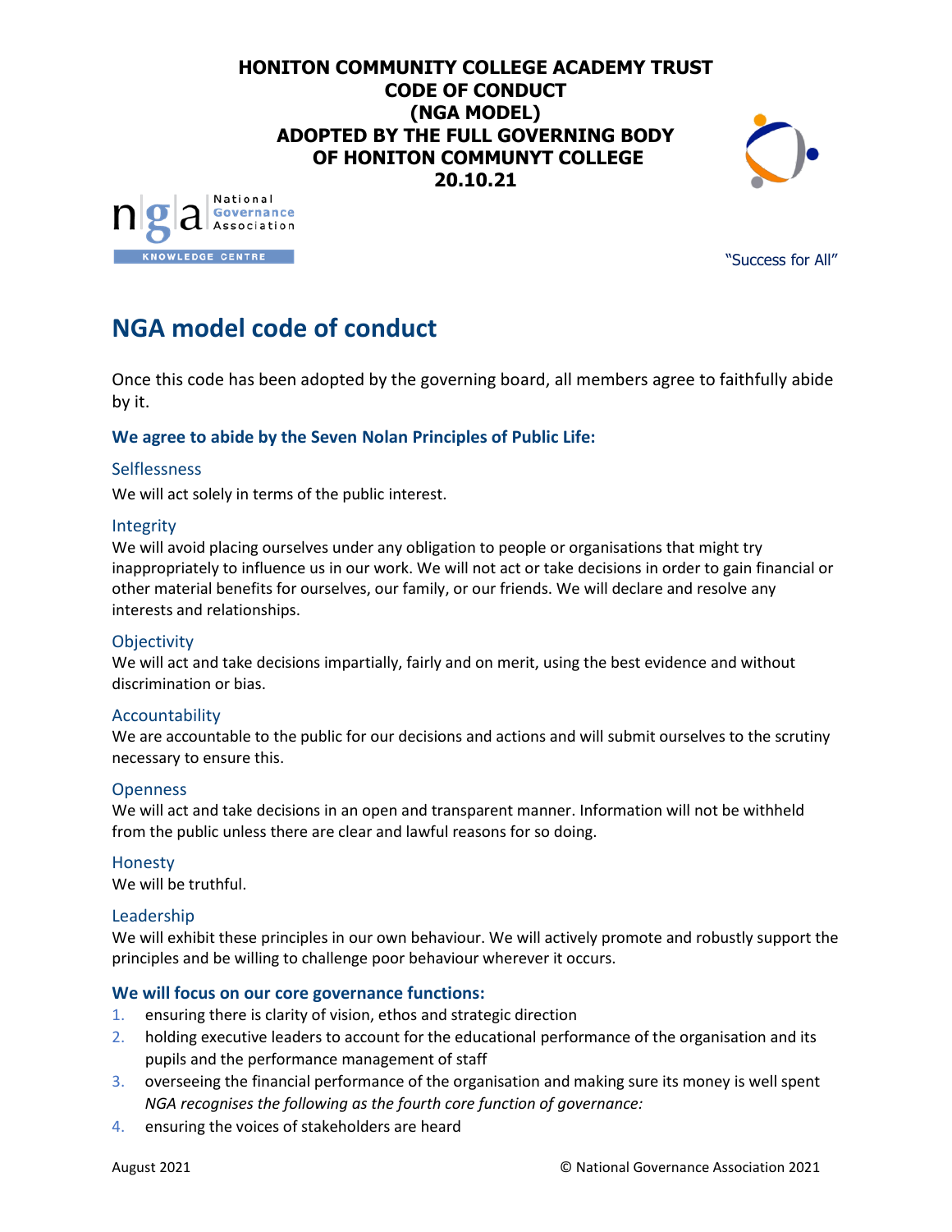**HONITON COMMUNITY COLLEGE ACADEMY TRUST**
**CODE OF CONDUCT**
**(NGA MODEL)**
**ADOPTED BY THE FULL GOVERNING BODY**
**OF HONITON COMMUNYT COLLEGE**
**20.10.21**

National Governance Association
KNOWLEDGE CENTRE

"Success for All"

# NGA model code of conduct

Once this code has been adopted by the governing board, all members agree to faithfully abide by it.

### We agree to abide by the Seven Nolan Principles of Public Life:

#### Selflessness

We will act solely in terms of the public interest.

#### Integrity

We will avoid placing ourselves under any obligation to people or organisations that might try inappropriately to influence us in our work. We will not act or take decisions in order to gain financial or other material benefits for ourselves, our family, or our friends. We will declare and resolve any interests and relationships.

#### Objectivity

We will act and take decisions impartially, fairly and on merit, using the best evidence and without discrimination or bias.

#### Accountability

We are accountable to the public for our decisions and actions and will submit ourselves to the scrutiny necessary to ensure this.

#### Openness

We will act and take decisions in an open and transparent manner. Information will not be withheld from the public unless there are clear and lawful reasons for so doing.

#### Honesty

We will be truthful.

#### Leadership

We will exhibit these principles in our own behaviour. We will actively promote and robustly support the principles and be willing to challenge poor behaviour wherever it occurs.

### We will focus on our core governance functions:

1. ensuring there is clarity of vision, ethos and strategic direction
2. holding executive leaders to account for the educational performance of the organisation and its pupils and the performance management of staff
3. overseeing the financial performance of the organisation and making sure its money is well spent
   *NGA recognises the following as the fourth core function of governance:*
4. ensuring the voices of stakeholders are heard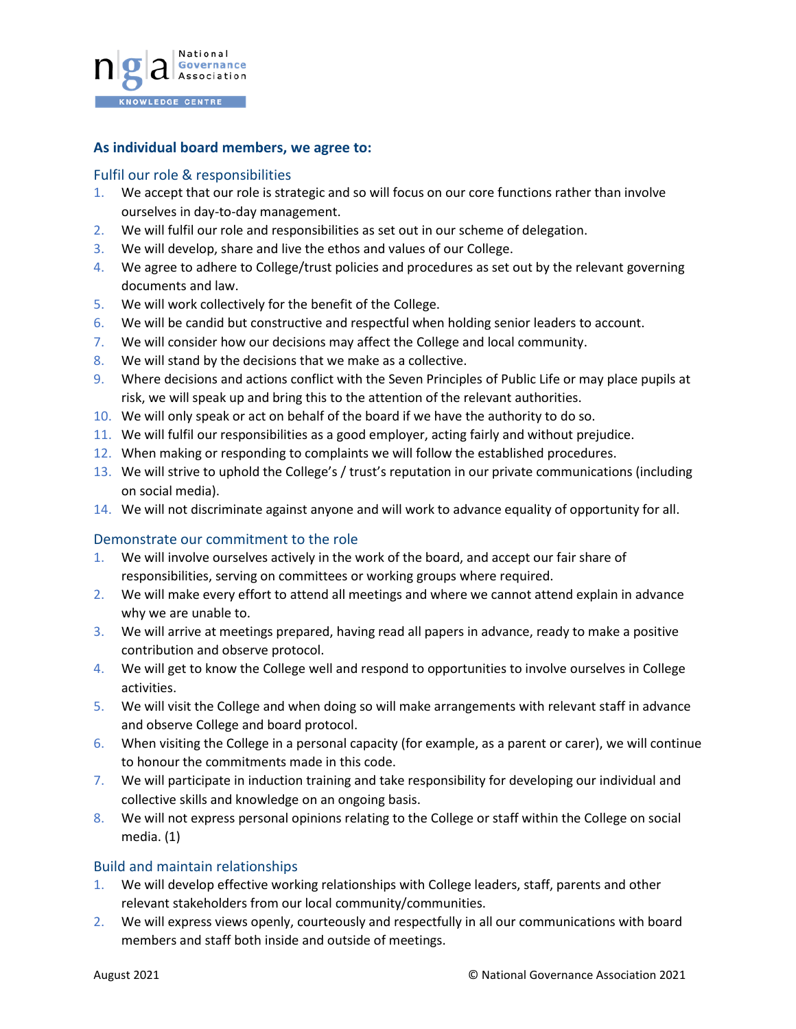## As individual board members, we agree to:

### Fulfil our role & responsibilities

1. We accept that our role is strategic and so will focus on our core functions rather than involve ourselves in day-to-day management.
2. We will fulfil our role and responsibilities as set out in our scheme of delegation.
3. We will develop, share and live the ethos and values of our College.
4. We agree to adhere to College/trust policies and procedures as set out by the relevant governing documents and law.
5. We will work collectively for the benefit of the College.
6. We will be candid but constructive and respectful when holding senior leaders to account.
7. We will consider how our decisions may affect the College and local community.
8. We will stand by the decisions that we make as a collective.
9. Where decisions and actions conflict with the Seven Principles of Public Life or may place pupils at risk, we will speak up and bring this to the attention of the relevant authorities.
10. We will only speak or act on behalf of the board if we have the authority to do so.
11. We will fulfil our responsibilities as a good employer, acting fairly and without prejudice.
12. When making or responding to complaints we will follow the established procedures.
13. We will strive to uphold the College's / trust's reputation in our private communications (including on social media).
14. We will not discriminate against anyone and will work to advance equality of opportunity for all.

### Demonstrate our commitment to the role

1. We will involve ourselves actively in the work of the board, and accept our fair share of responsibilities, serving on committees or working groups where required.
2. We will make every effort to attend all meetings and where we cannot attend explain in advance why we are unable to.
3. We will arrive at meetings prepared, having read all papers in advance, ready to make a positive contribution and observe protocol.
4. We will get to know the College well and respond to opportunities to involve ourselves in College activities.
5. We will visit the College and when doing so will make arrangements with relevant staff in advance and observe College and board protocol.
6. When visiting the College in a personal capacity (for example, as a parent or carer), we will continue to honour the commitments made in this code.
7. We will participate in induction training and take responsibility for developing our individual and collective skills and knowledge on an ongoing basis.
8. We will not express personal opinions relating to the College or staff within the College on social media. (1)

### Build and maintain relationships

1. We will develop effective working relationships with College leaders, staff, parents and other relevant stakeholders from our local community/communities.
2. We will express views openly, courteously and respectfully in all our communications with board members and staff both inside and outside of meetings.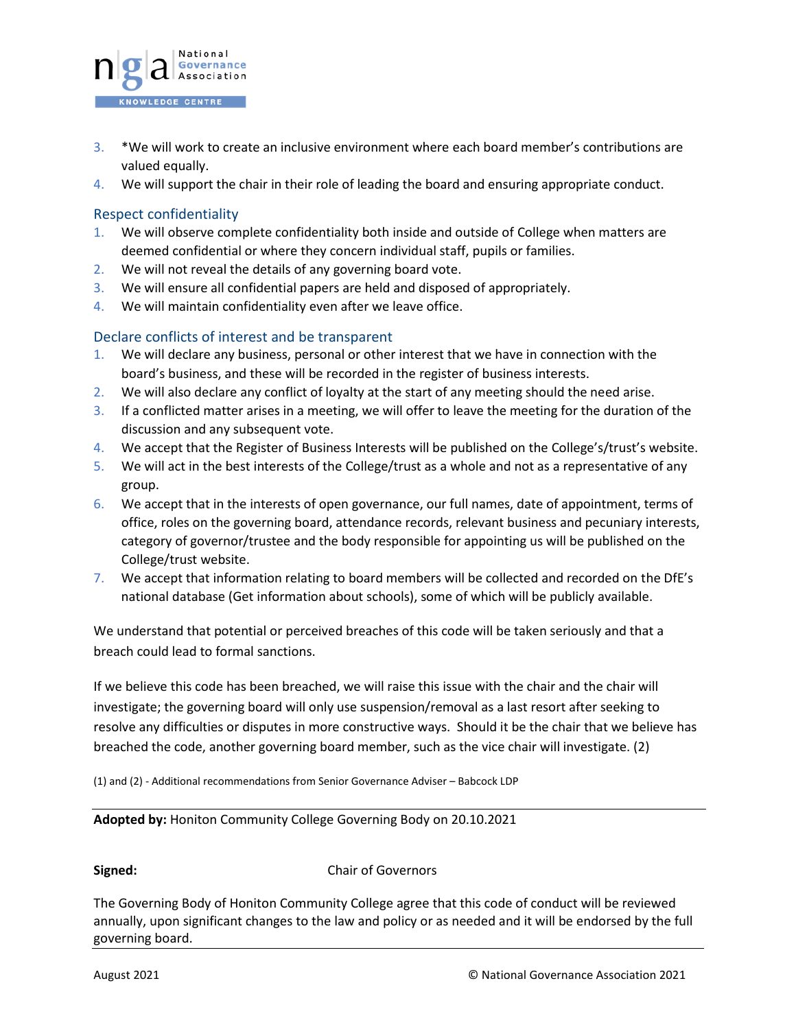3. *We will work to create an inclusive environment where each board member's contributions are valued equally.
4. We will support the chair in their role of leading the board and ensuring appropriate conduct.

## Respect confidentiality

1. We will observe complete confidentiality both inside and outside of College when matters are deemed confidential or where they concern individual staff, pupils or families.
2. We will not reveal the details of any governing board vote.
3. We will ensure all confidential papers are held and disposed of appropriately.
4. We will maintain confidentiality even after we leave office.

## Declare conflicts of interest and be transparent

1. We will declare any business, personal or other interest that we have in connection with the board's business, and these will be recorded in the register of business interests.
2. We will also declare any conflict of loyalty at the start of any meeting should the need arise.
3. If a conflicted matter arises in a meeting, we will offer to leave the meeting for the duration of the discussion and any subsequent vote.
4. We accept that the Register of Business Interests will be published on the College's/trust's website.
5. We will act in the best interests of the College/trust as a whole and not as a representative of any group.
6. We accept that in the interests of open governance, our full names, date of appointment, terms of office, roles on the governing board, attendance records, relevant business and pecuniary interests, category of governor/trustee and the body responsible for appointing us will be published on the College/trust website.
7. We accept that information relating to board members will be collected and recorded on the DfE's national database (Get information about schools), some of which will be publicly available.

We understand that potential or perceived breaches of this code will be taken seriously and that a breach could lead to formal sanctions.

If we believe this code has been breached, we will raise this issue with the chair and the chair will investigate; the governing board will only use suspension/removal as a last resort after seeking to resolve any difficulties or disputes in more constructive ways. Should it be the chair that we believe has breached the code, another governing board member, such as the vice chair will investigate. (2)

(1) and (2) - Additional recommendations from Senior Governance Adviser – Babcock LDP

---

**Adopted by:** Honiton Community College Governing Body on 20.10.2021

**Signed:** Chair of Governors

The Governing Body of Honiton Community College agree that this code of conduct will be reviewed annually, upon significant changes to the law and policy or as needed and it will be endorsed by the full governing board.